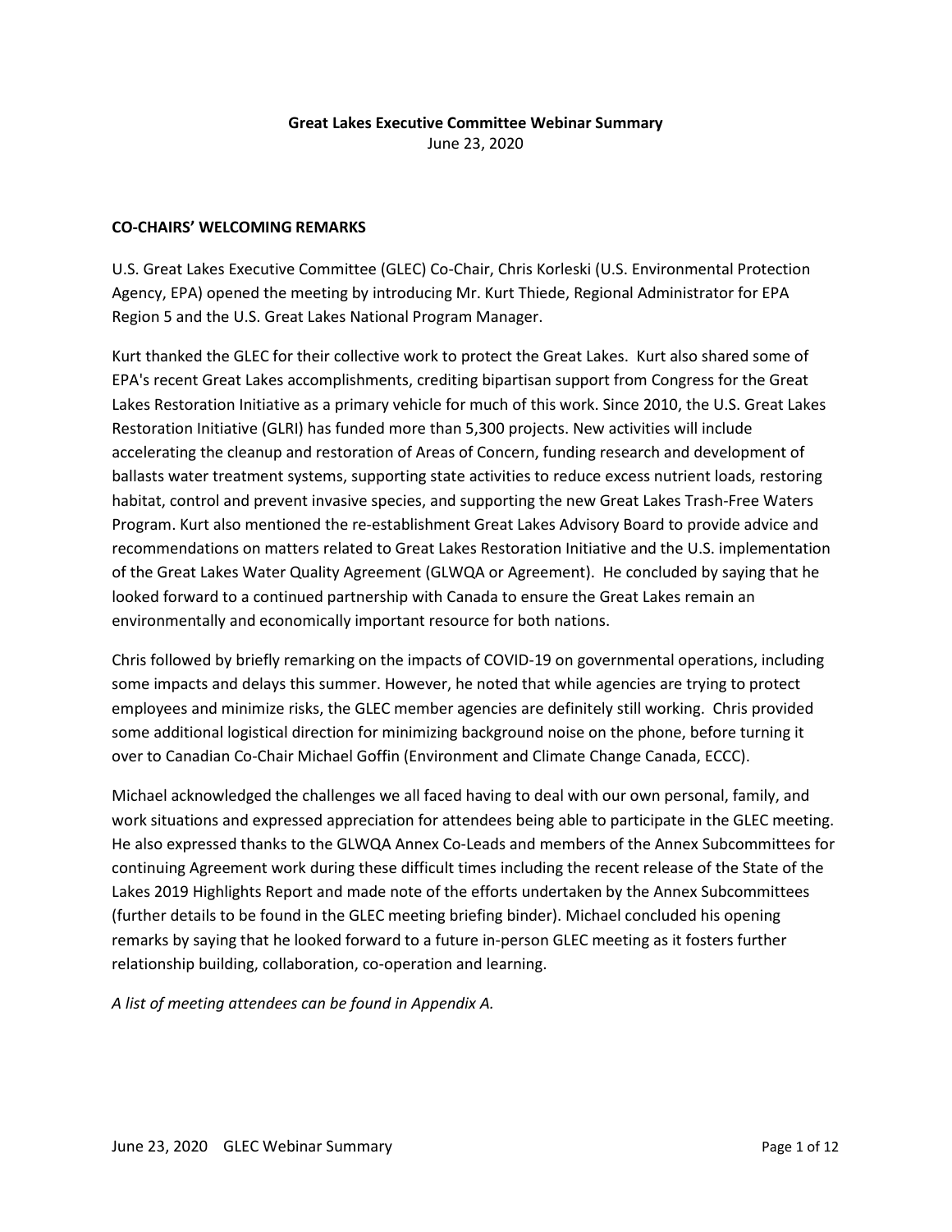**Great Lakes Executive Committee Webinar Summary**

June 23, 2020

## CO-CHAIRS' WELCOMING REMARKS

U.S. Great Lakes Executive Committee (GLEC) Co-Chair, Chris Korleski (U.S. Environmental Protection Agency, EPA) opened the meeting by introducing Mr. Kurt Thiede, Regional Administrator for EPA Region 5 and the U.S. Great Lakes National Program Manager.

Kurt thanked the GLEC for their collective work to protect the Great Lakes. Kurt also shared some of EPA's recent Great Lakes accomplishments, crediting bipartisan support from Congress for the Great Lakes Restoration Initiative as a primary vehicle for much of this work. Since 2010, the U.S. Great Lakes Restoration Initiative (GLRI) has funded more than 5,300 projects. New activities will include accelerating the cleanup and restoration of Areas of Concern, funding research and development of ballasts water treatment systems, supporting state activities to reduce excess nutrient loads, restoring habitat, control and prevent invasive species, and supporting the new Great Lakes Trash-Free Waters Program. Kurt also mentioned the re-establishment Great Lakes Advisory Board to provide advice and recommendations on matters related to Great Lakes Restoration Initiative and the U.S. implementation of the Great Lakes Water Quality Agreement (GLWQA or Agreement). He concluded by saying that he looked forward to a continued partnership with Canada to ensure the Great Lakes remain an environmentally and economically important resource for both nations.

Chris followed by briefly remarking on the impacts of COVID-19 on governmental operations, including some impacts and delays this summer. However, he noted that while agencies are trying to protect employees and minimize risks, the GLEC member agencies are definitely still working. Chris provided some additional logistical direction for minimizing background noise on the phone, before turning it over to Canadian Co-Chair Michael Goffin (Environment and Climate Change Canada, ECCC).

Michael acknowledged the challenges we all faced having to deal with our own personal, family, and work situations and expressed appreciation for attendees being able to participate in the GLEC meeting. He also expressed thanks to the GLWQA Annex Co-Leads and members of the Annex Subcommittees for continuing Agreement work during these difficult times including the recent release of the State of the Lakes 2019 Highlights Report and made note of the efforts undertaken by the Annex Subcommittees (further details to be found in the GLEC meeting briefing binder). Michael concluded his opening remarks by saying that he looked forward to a future in-person GLEC meeting as it fosters further relationship building, collaboration, co-operation and learning.

*A list of meeting attendees can be found in Appendix A.*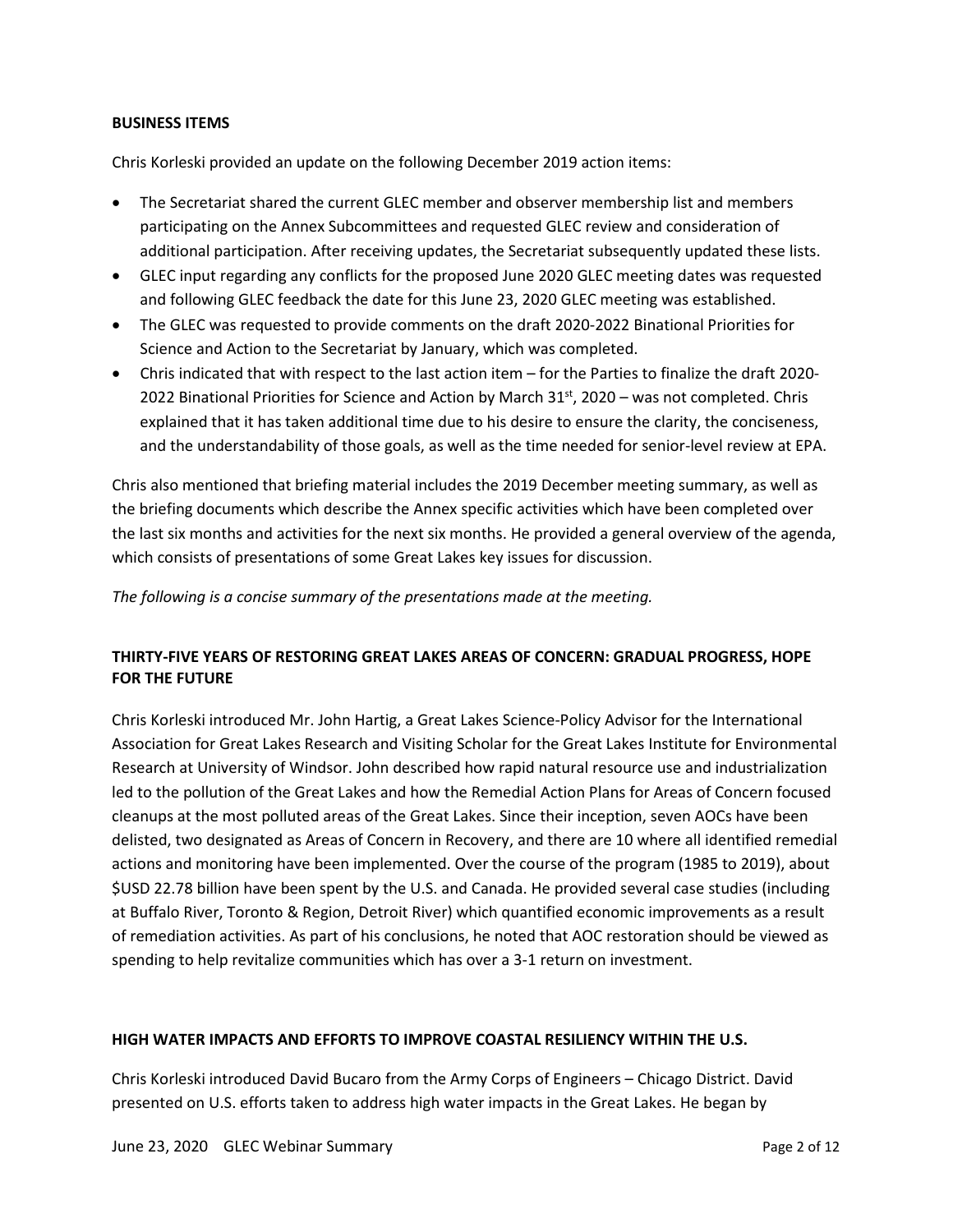## BUSINESS ITEMS

Chris Korleski provided an update on the following December 2019 action items:

- The Secretariat shared the current GLEC member and observer membership list and members participating on the Annex Subcommittees and requested GLEC review and consideration of additional participation. After receiving updates, the Secretariat subsequently updated these lists.
- GLEC input regarding any conflicts for the proposed June 2020 GLEC meeting dates was requested and following GLEC feedback the date for this June 23, 2020 GLEC meeting was established.
- The GLEC was requested to provide comments on the draft 2020-2022 Binational Priorities for Science and Action to the Secretariat by January, which was completed.
- Chris indicated that with respect to the last action item – for the Parties to finalize the draft 2020-2022 Binational Priorities for Science and Action by March 31st, 2020 – was not completed. Chris explained that it has taken additional time due to his desire to ensure the clarity, the conciseness, and the understandability of those goals, as well as the time needed for senior-level review at EPA.

Chris also mentioned that briefing material includes the 2019 December meeting summary, as well as the briefing documents which describe the Annex specific activities which have been completed over the last six months and activities for the next six months. He provided a general overview of the agenda, which consists of presentations of some Great Lakes key issues for discussion.

*The following is a concise summary of the presentations made at the meeting.*

## THIRTY-FIVE YEARS OF RESTORING GREAT LAKES AREAS OF CONCERN: GRADUAL PROGRESS, HOPE FOR THE FUTURE

Chris Korleski introduced Mr. John Hartig, a Great Lakes Science-Policy Advisor for the International Association for Great Lakes Research and Visiting Scholar for the Great Lakes Institute for Environmental Research at University of Windsor. John described how rapid natural resource use and industrialization led to the pollution of the Great Lakes and how the Remedial Action Plans for Areas of Concern focused cleanups at the most polluted areas of the Great Lakes. Since their inception, seven AOCs have been delisted, two designated as Areas of Concern in Recovery, and there are 10 where all identified remedial actions and monitoring have been implemented. Over the course of the program (1985 to 2019), about $USD 22.78 billion have been spent by the U.S. and Canada. He provided several case studies (including at Buffalo River, Toronto & Region, Detroit River) which quantified economic improvements as a result of remediation activities. As part of his conclusions, he noted that AOC restoration should be viewed as spending to help revitalize communities which has over a 3-1 return on investment.

## HIGH WATER IMPACTS AND EFFORTS TO IMPROVE COASTAL RESILIENCY WITHIN THE U.S.

Chris Korleski introduced David Bucaro from the Army Corps of Engineers – Chicago District. David presented on U.S. efforts taken to address high water impacts in the Great Lakes. He began by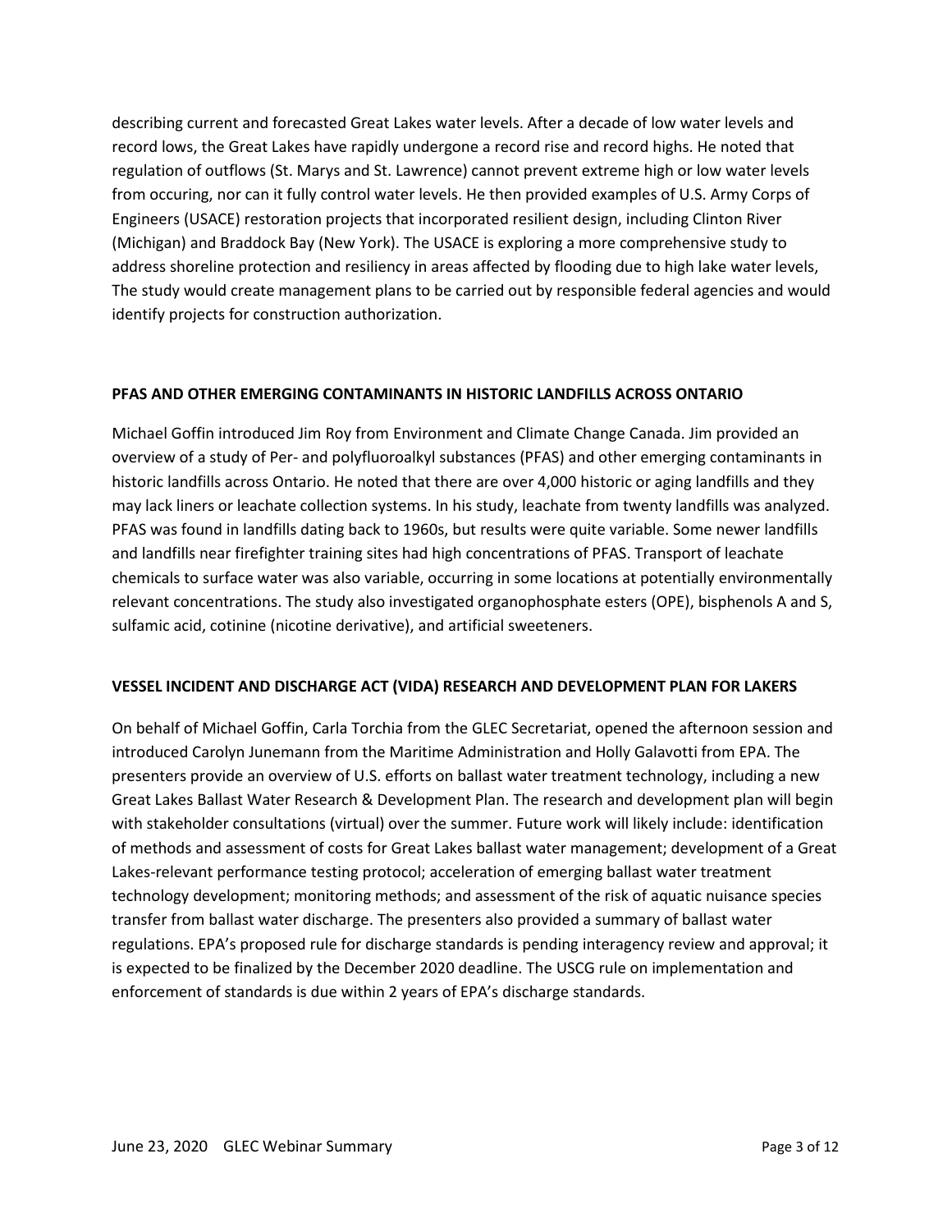describing current and forecasted Great Lakes water levels. After a decade of low water levels and record lows, the Great Lakes have rapidly undergone a record rise and record highs. He noted that regulation of outflows (St. Marys and St. Lawrence) cannot prevent extreme high or low water levels from occuring, nor can it fully control water levels. He then provided examples of U.S. Army Corps of Engineers (USACE) restoration projects that incorporated resilient design, including Clinton River (Michigan) and Braddock Bay (New York). The USACE is exploring a more comprehensive study to address shoreline protection and resiliency in areas affected by flooding due to high lake water levels, The study would create management plans to be carried out by responsible federal agencies and would identify projects for construction authorization.

## PFAS AND OTHER EMERGING CONTAMINANTS IN HISTORIC LANDFILLS ACROSS ONTARIO

Michael Goffin introduced Jim Roy from Environment and Climate Change Canada. Jim provided an overview of a study of Per- and polyfluoroalkyl substances (PFAS) and other emerging contaminants in historic landfills across Ontario. He noted that there are over 4,000 historic or aging landfills and they may lack liners or leachate collection systems. In his study, leachate from twenty landfills was analyzed. PFAS was found in landfills dating back to 1960s, but results were quite variable. Some newer landfills and landfills near firefighter training sites had high concentrations of PFAS. Transport of leachate chemicals to surface water was also variable, occurring in some locations at potentially environmentally relevant concentrations. The study also investigated organophosphate esters (OPE), bisphenols A and S, sulfamic acid, cotinine (nicotine derivative), and artificial sweeteners.

## VESSEL INCIDENT AND DISCHARGE ACT (VIDA) RESEARCH AND DEVELOPMENT PLAN FOR LAKERS

On behalf of Michael Goffin, Carla Torchia from the GLEC Secretariat, opened the afternoon session and introduced Carolyn Junemann from the Maritime Administration and Holly Galavotti from EPA. The presenters provide an overview of U.S. efforts on ballast water treatment technology, including a new Great Lakes Ballast Water Research & Development Plan. The research and development plan will begin with stakeholder consultations (virtual) over the summer. Future work will likely include: identification of methods and assessment of costs for Great Lakes ballast water management; development of a Great Lakes-relevant performance testing protocol; acceleration of emerging ballast water treatment technology development; monitoring methods; and assessment of the risk of aquatic nuisance species transfer from ballast water discharge. The presenters also provided a summary of ballast water regulations. EPA's proposed rule for discharge standards is pending interagency review and approval; it is expected to be finalized by the December 2020 deadline. The USCG rule on implementation and enforcement of standards is due within 2 years of EPA's discharge standards.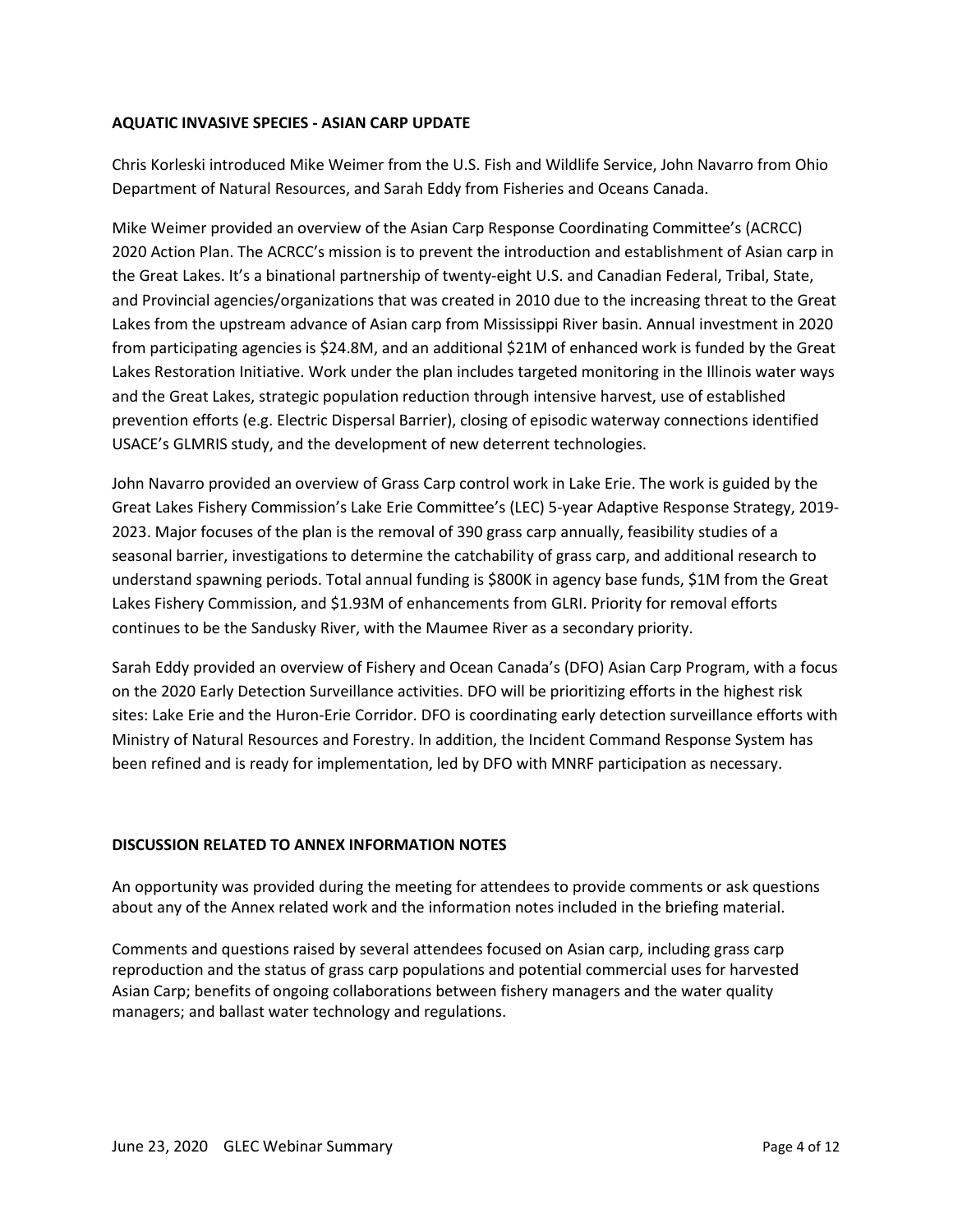**AQUATIC INVASIVE SPECIES - ASIAN CARP UPDATE**

Chris Korleski introduced Mike Weimer from the U.S. Fish and Wildlife Service, John Navarro from Ohio Department of Natural Resources, and Sarah Eddy from Fisheries and Oceans Canada.

Mike Weimer provided an overview of the Asian Carp Response Coordinating Committee's (ACRCC) 2020 Action Plan. The ACRCC's mission is to prevent the introduction and establishment of Asian carp in the Great Lakes. It's a binational partnership of twenty-eight U.S. and Canadian Federal, Tribal, State, and Provincial agencies/organizations that was created in 2010 due to the increasing threat to the Great Lakes from the upstream advance of Asian carp from Mississippi River basin. Annual investment in 2020 from participating agencies is $24.8M, and an additional $21M of enhanced work is funded by the Great Lakes Restoration Initiative. Work under the plan includes targeted monitoring in the Illinois water ways and the Great Lakes, strategic population reduction through intensive harvest, use of established prevention efforts (e.g. Electric Dispersal Barrier), closing of episodic waterway connections identified USACE's GLMRIS study, and the development of new deterrent technologies.

John Navarro provided an overview of Grass Carp control work in Lake Erie. The work is guided by the Great Lakes Fishery Commission's Lake Erie Committee's (LEC) 5-year Adaptive Response Strategy, 2019-2023. Major focuses of the plan is the removal of 390 grass carp annually, feasibility studies of a seasonal barrier, investigations to determine the catchability of grass carp, and additional research to understand spawning periods. Total annual funding is $800K in agency base funds, $1M from the Great Lakes Fishery Commission, and $1.93M of enhancements from GLRI. Priority for removal efforts continues to be the Sandusky River, with the Maumee River as a secondary priority.

Sarah Eddy provided an overview of Fishery and Ocean Canada's (DFO) Asian Carp Program, with a focus on the 2020 Early Detection Surveillance activities. DFO will be prioritizing efforts in the highest risk sites: Lake Erie and the Huron-Erie Corridor. DFO is coordinating early detection surveillance efforts with Ministry of Natural Resources and Forestry. In addition, the Incident Command Response System has been refined and is ready for implementation, led by DFO with MNRF participation as necessary.

**DISCUSSION RELATED TO ANNEX INFORMATION NOTES**

An opportunity was provided during the meeting for attendees to provide comments or ask questions about any of the Annex related work and the information notes included in the briefing material.

Comments and questions raised by several attendees focused on Asian carp, including grass carp reproduction and the status of grass carp populations and potential commercial uses for harvested Asian Carp; benefits of ongoing collaborations between fishery managers and the water quality managers; and ballast water technology and regulations.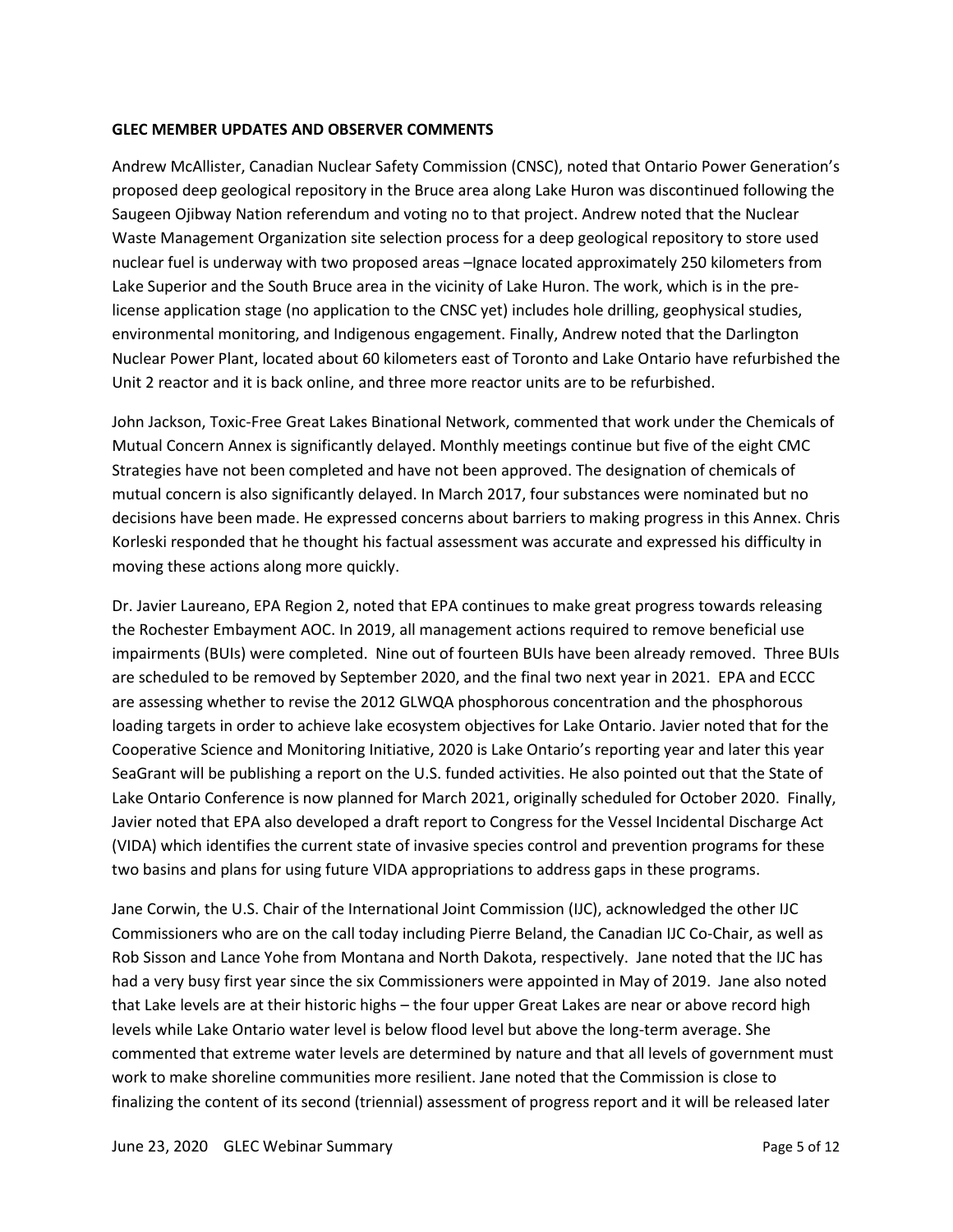**GLEC MEMBER UPDATES AND OBSERVER COMMENTS**

Andrew McAllister, Canadian Nuclear Safety Commission (CNSC), noted that Ontario Power Generation's proposed deep geological repository in the Bruce area along Lake Huron was discontinued following the Saugeen Ojibway Nation referendum and voting no to that project. Andrew noted that the Nuclear Waste Management Organization site selection process for a deep geological repository to store used nuclear fuel is underway with two proposed areas –Ignace located approximately 250 kilometers from Lake Superior and the South Bruce area in the vicinity of Lake Huron. The work, which is in the pre-license application stage (no application to the CNSC yet) includes hole drilling, geophysical studies, environmental monitoring, and Indigenous engagement. Finally, Andrew noted that the Darlington Nuclear Power Plant, located about 60 kilometers east of Toronto and Lake Ontario have refurbished the Unit 2 reactor and it is back online, and three more reactor units are to be refurbished.

John Jackson, Toxic-Free Great Lakes Binational Network, commented that work under the Chemicals of Mutual Concern Annex is significantly delayed. Monthly meetings continue but five of the eight CMC Strategies have not been completed and have not been approved. The designation of chemicals of mutual concern is also significantly delayed. In March 2017, four substances were nominated but no decisions have been made. He expressed concerns about barriers to making progress in this Annex. Chris Korleski responded that he thought his factual assessment was accurate and expressed his difficulty in moving these actions along more quickly.

Dr. Javier Laureano, EPA Region 2, noted that EPA continues to make great progress towards releasing the Rochester Embayment AOC. In 2019, all management actions required to remove beneficial use impairments (BUIs) were completed. Nine out of fourteen BUIs have been already removed. Three BUIs are scheduled to be removed by September 2020, and the final two next year in 2021. EPA and ECCC are assessing whether to revise the 2012 GLWQA phosphorous concentration and the phosphorous loading targets in order to achieve lake ecosystem objectives for Lake Ontario. Javier noted that for the Cooperative Science and Monitoring Initiative, 2020 is Lake Ontario's reporting year and later this year SeaGrant will be publishing a report on the U.S. funded activities. He also pointed out that the State of Lake Ontario Conference is now planned for March 2021, originally scheduled for October 2020. Finally, Javier noted that EPA also developed a draft report to Congress for the Vessel Incidental Discharge Act (VIDA) which identifies the current state of invasive species control and prevention programs for these two basins and plans for using future VIDA appropriations to address gaps in these programs.

Jane Corwin, the U.S. Chair of the International Joint Commission (IJC), acknowledged the other IJC Commissioners who are on the call today including Pierre Beland, the Canadian IJC Co-Chair, as well as Rob Sisson and Lance Yohe from Montana and North Dakota, respectively. Jane noted that the IJC has had a very busy first year since the six Commissioners were appointed in May of 2019. Jane also noted that Lake levels are at their historic highs – the four upper Great Lakes are near or above record high levels while Lake Ontario water level is below flood level but above the long-term average. She commented that extreme water levels are determined by nature and that all levels of government must work to make shoreline communities more resilient. Jane noted that the Commission is close to finalizing the content of its second (triennial) assessment of progress report and it will be released later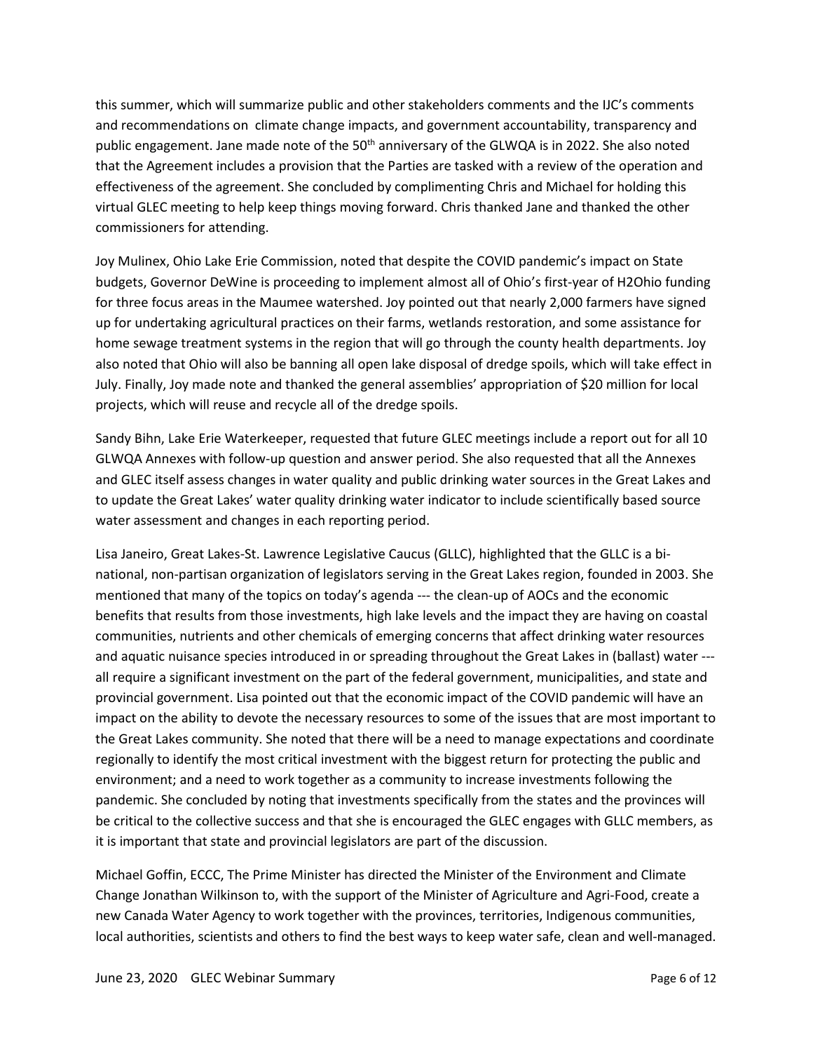this summer, which will summarize public and other stakeholders comments and the IJC's comments and recommendations on climate change impacts, and government accountability, transparency and public engagement. Jane made note of the 50th anniversary of the GLWQA is in 2022. She also noted that the Agreement includes a provision that the Parties are tasked with a review of the operation and effectiveness of the agreement. She concluded by complimenting Chris and Michael for holding this virtual GLEC meeting to help keep things moving forward. Chris thanked Jane and thanked the other commissioners for attending.

Joy Mulinex, Ohio Lake Erie Commission, noted that despite the COVID pandemic's impact on State budgets, Governor DeWine is proceeding to implement almost all of Ohio's first-year of H2Ohio funding for three focus areas in the Maumee watershed. Joy pointed out that nearly 2,000 farmers have signed up for undertaking agricultural practices on their farms, wetlands restoration, and some assistance for home sewage treatment systems in the region that will go through the county health departments. Joy also noted that Ohio will also be banning all open lake disposal of dredge spoils, which will take effect in July. Finally, Joy made note and thanked the general assemblies' appropriation of $20 million for local projects, which will reuse and recycle all of the dredge spoils.

Sandy Bihn, Lake Erie Waterkeeper, requested that future GLEC meetings include a report out for all 10 GLWQA Annexes with follow-up question and answer period. She also requested that all the Annexes and GLEC itself assess changes in water quality and public drinking water sources in the Great Lakes and to update the Great Lakes' water quality drinking water indicator to include scientifically based source water assessment and changes in each reporting period.

Lisa Janeiro, Great Lakes-St. Lawrence Legislative Caucus (GLLC), highlighted that the GLLC is a bi-national, non-partisan organization of legislators serving in the Great Lakes region, founded in 2003. She mentioned that many of the topics on today's agenda --- the clean-up of AOCs and the economic benefits that results from those investments, high lake levels and the impact they are having on coastal communities, nutrients and other chemicals of emerging concerns that affect drinking water resources and aquatic nuisance species introduced in or spreading throughout the Great Lakes in (ballast) water --- all require a significant investment on the part of the federal government, municipalities, and state and provincial government. Lisa pointed out that the economic impact of the COVID pandemic will have an impact on the ability to devote the necessary resources to some of the issues that are most important to the Great Lakes community. She noted that there will be a need to manage expectations and coordinate regionally to identify the most critical investment with the biggest return for protecting the public and environment; and a need to work together as a community to increase investments following the pandemic. She concluded by noting that investments specifically from the states and the provinces will be critical to the collective success and that she is encouraged the GLEC engages with GLLC members, as it is important that state and provincial legislators are part of the discussion.

Michael Goffin, ECCC, The Prime Minister has directed the Minister of the Environment and Climate Change Jonathan Wilkinson to, with the support of the Minister of Agriculture and Agri-Food, create a new Canada Water Agency to work together with the provinces, territories, Indigenous communities, local authorities, scientists and others to find the best ways to keep water safe, clean and well-managed.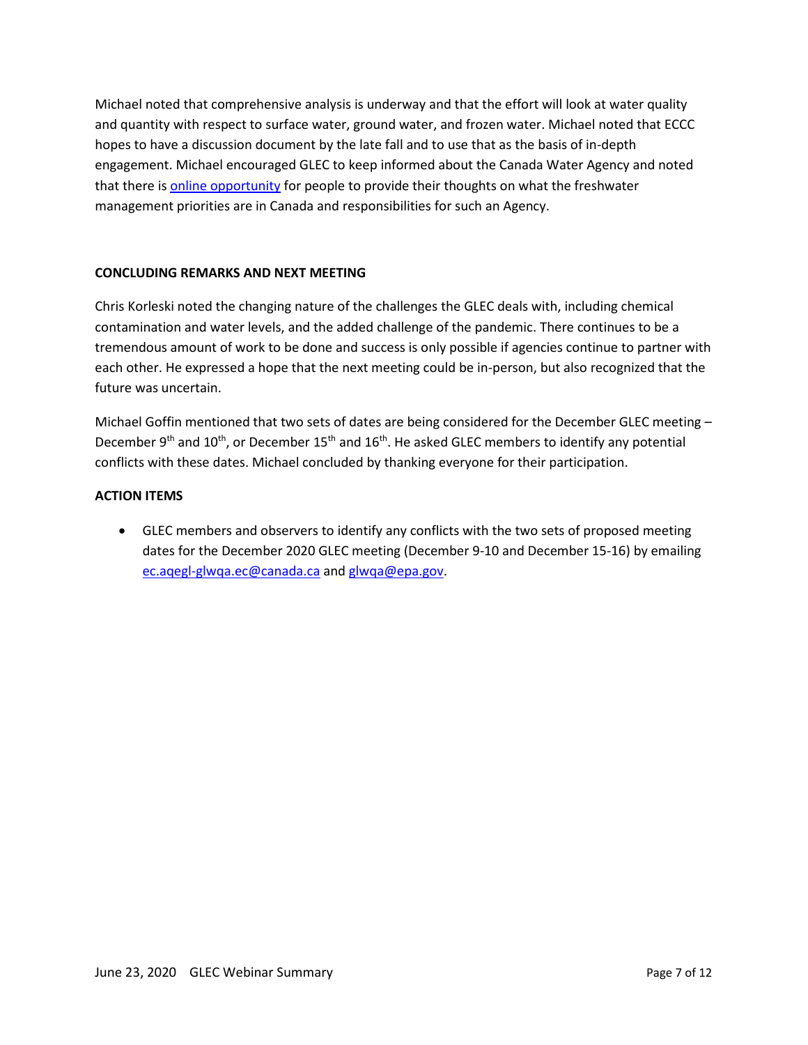Michael noted that comprehensive analysis is underway and that the effort will look at water quality and quantity with respect to surface water, ground water, and frozen water. Michael noted that ECCC hopes to have a discussion document by the late fall and to use that as the basis of in-depth engagement. Michael encouraged GLEC to keep informed about the Canada Water Agency and noted that there is [online opportunity] for people to provide their thoughts on what the freshwater management priorities are in Canada and responsibilities for such an Agency.

**CONCLUDING REMARKS AND NEXT MEETING**

Chris Korleski noted the changing nature of the challenges the GLEC deals with, including chemical contamination and water levels, and the added challenge of the pandemic. There continues to be a tremendous amount of work to be done and success is only possible if agencies continue to partner with each other. He expressed a hope that the next meeting could be in-person, but also recognized that the future was uncertain.

Michael Goffin mentioned that two sets of dates are being considered for the December GLEC meeting – December 9th and 10th, or December 15th and 16th. He asked GLEC members to identify any potential conflicts with these dates. Michael concluded by thanking everyone for their participation.

**ACTION ITEMS**

- GLEC members and observers to identify any conflicts with the two sets of proposed meeting dates for the December 2020 GLEC meeting (December 9-10 and December 15-16) by emailing ec.aqegl-glwqa.ec@canada.ca and glwqa@epa.gov.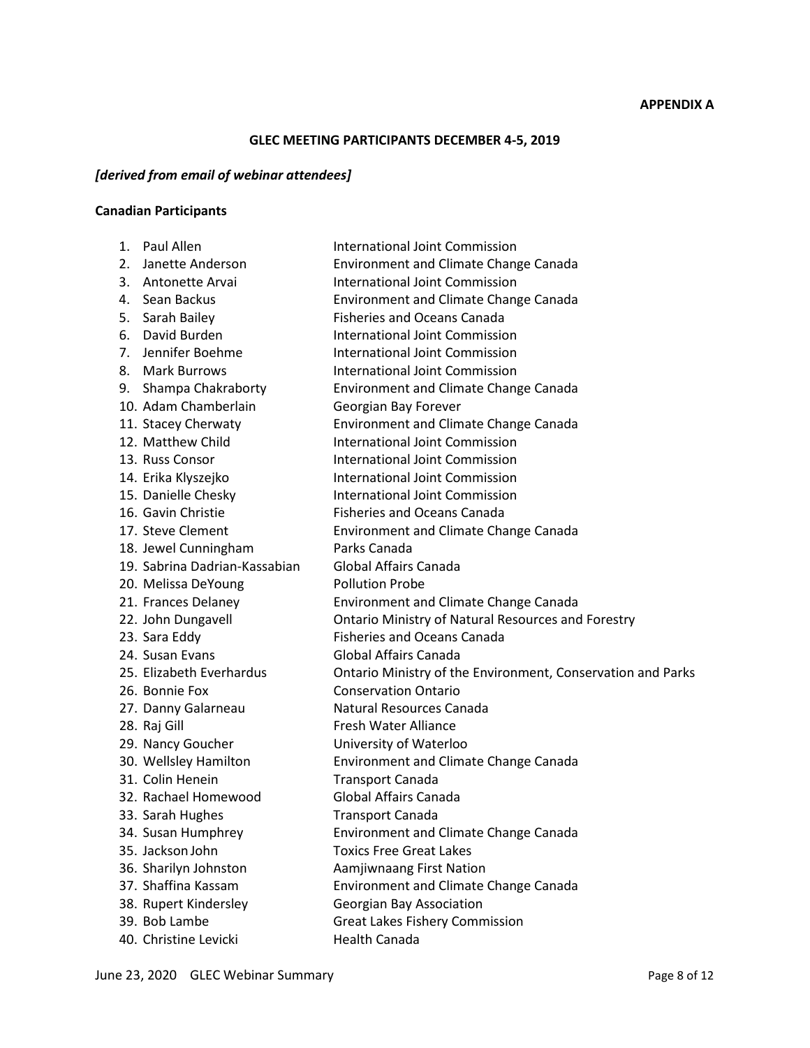**APPENDIX A**

**GLEC MEETING PARTICIPANTS DECEMBER 4-5, 2019**

***[derived from email of webinar attendees]***

**Canadian Participants**

| | Name | Organization |
|---|---|---|
| 1. | Paul Allen | International Joint Commission |
| 2. | Janette Anderson | Environment and Climate Change Canada |
| 3. | Antonette Arvai | International Joint Commission |
| 4. | Sean Backus | Environment and Climate Change Canada |
| 5. | Sarah Bailey | Fisheries and Oceans Canada |
| 6. | David Burden | International Joint Commission |
| 7. | Jennifer Boehme | International Joint Commission |
| 8. | Mark Burrows | International Joint Commission |
| 9. | Shampa Chakraborty | Environment and Climate Change Canada |
| 10. | Adam Chamberlain | Georgian Bay Forever |
| 11. | Stacey Cherwaty | Environment and Climate Change Canada |
| 12. | Matthew Child | International Joint Commission |
| 13. | Russ Consor | International Joint Commission |
| 14. | Erika Klyszejko | International Joint Commission |
| 15. | Danielle Chesky | International Joint Commission |
| 16. | Gavin Christie | Fisheries and Oceans Canada |
| 17. | Steve Clement | Environment and Climate Change Canada |
| 18. | Jewel Cunningham | Parks Canada |
| 19. | Sabrina Dadrian-Kassabian | Global Affairs Canada |
| 20. | Melissa DeYoung | Pollution Probe |
| 21. | Frances Delaney | Environment and Climate Change Canada |
| 22. | John Dungavell | Ontario Ministry of Natural Resources and Forestry |
| 23. | Sara Eddy | Fisheries and Oceans Canada |
| 24. | Susan Evans | Global Affairs Canada |
| 25. | Elizabeth Everhardus | Ontario Ministry of the Environment, Conservation and Parks |
| 26. | Bonnie Fox | Conservation Ontario |
| 27. | Danny Galarneau | Natural Resources Canada |
| 28. | Raj Gill | Fresh Water Alliance |
| 29. | Nancy Goucher | University of Waterloo |
| 30. | Wellsley Hamilton | Environment and Climate Change Canada |
| 31. | Colin Henein | Transport Canada |
| 32. | Rachael Homewood | Global Affairs Canada |
| 33. | Sarah Hughes | Transport Canada |
| 34. | Susan Humphrey | Environment and Climate Change Canada |
| 35. | Jackson John | Toxics Free Great Lakes |
| 36. | Sharilyn Johnston | Aamjiwnaang First Nation |
| 37. | Shaffina Kassam | Environment and Climate Change Canada |
| 38. | Rupert Kindersley | Georgian Bay Association |
| 39. | Bob Lambe | Great Lakes Fishery Commission |
| 40. | Christine Levicki | Health Canada |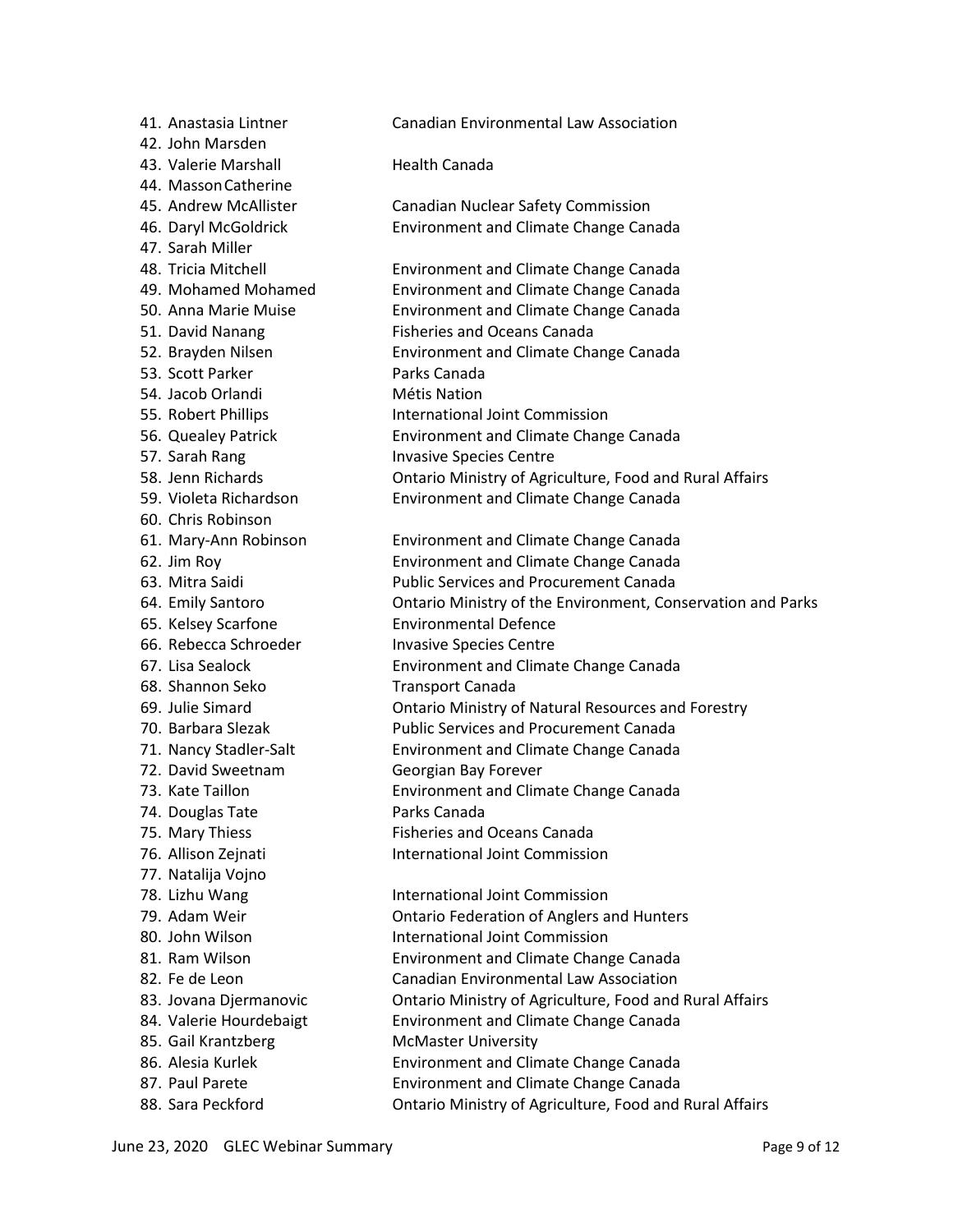41. Anastasia Lintner Canadian Environmental Law Association
42. John Marsden
43. Valerie Marshall Health Canada
44. Masson Catherine
45. Andrew McAllister Canadian Nuclear Safety Commission
46. Daryl McGoldrick Environment and Climate Change Canada
47. Sarah Miller
48. Tricia Mitchell Environment and Climate Change Canada
49. Mohamed Mohamed Environment and Climate Change Canada
50. Anna Marie Muise Environment and Climate Change Canada
51. David Nanang Fisheries and Oceans Canada
52. Brayden Nilsen Environment and Climate Change Canada
53. Scott Parker Parks Canada
54. Jacob Orlandi Métis Nation
55. Robert Phillips International Joint Commission
56. Quealey Patrick Environment and Climate Change Canada
57. Sarah Rang Invasive Species Centre
58. Jenn Richards Ontario Ministry of Agriculture, Food and Rural Affairs
59. Violeta Richardson Environment and Climate Change Canada
60. Chris Robinson
61. Mary-Ann Robinson Environment and Climate Change Canada
62. Jim Roy Environment and Climate Change Canada
63. Mitra Saidi Public Services and Procurement Canada
64. Emily Santoro Ontario Ministry of the Environment, Conservation and Parks
65. Kelsey Scarfone Environmental Defence
66. Rebecca Schroeder Invasive Species Centre
67. Lisa Sealock Environment and Climate Change Canada
68. Shannon Seko Transport Canada
69. Julie Simard Ontario Ministry of Natural Resources and Forestry
70. Barbara Slezak Public Services and Procurement Canada
71. Nancy Stadler-Salt Environment and Climate Change Canada
72. David Sweetnam Georgian Bay Forever
73. Kate Taillon Environment and Climate Change Canada
74. Douglas Tate Parks Canada
75. Mary Thiess Fisheries and Oceans Canada
76. Allison Zejnati International Joint Commission
77. Natalija Vojno
78. Lizhu Wang International Joint Commission
79. Adam Weir Ontario Federation of Anglers and Hunters
80. John Wilson International Joint Commission
81. Ram Wilson Environment and Climate Change Canada
82. Fe de Leon Canadian Environmental Law Association
83. Jovana Djermanovic Ontario Ministry of Agriculture, Food and Rural Affairs
84. Valerie Hourdebaigt Environment and Climate Change Canada
85. Gail Krantzberg McMaster University
86. Alesia Kurlek Environment and Climate Change Canada
87. Paul Parete Environment and Climate Change Canada
88. Sara Peckford Ontario Ministry of Agriculture, Food and Rural Affairs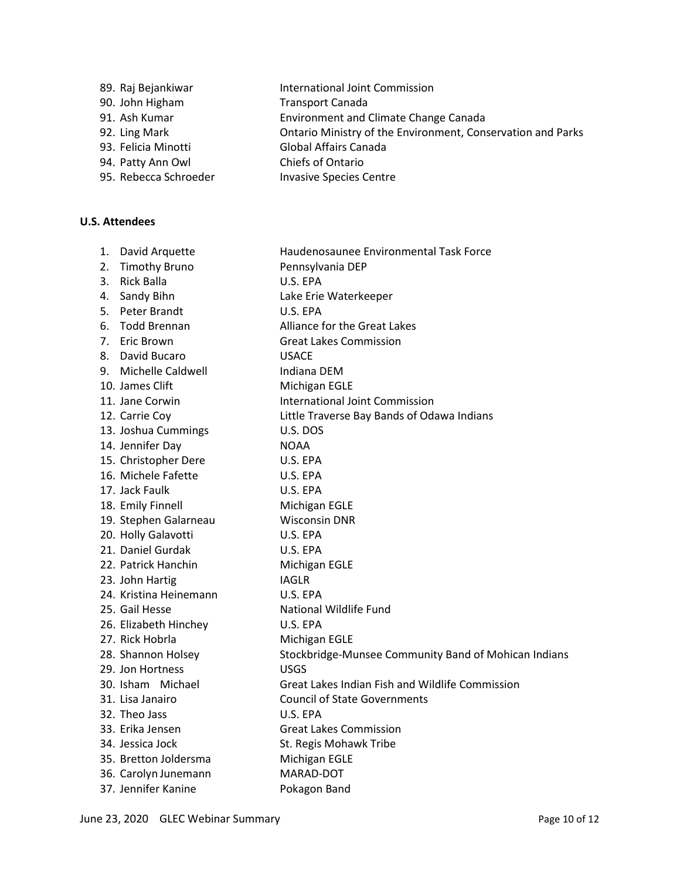89. Raj Bejankiwar — International Joint Commission
90. John Higham — Transport Canada
91. Ash Kumar — Environment and Climate Change Canada
92. Ling Mark — Ontario Ministry of the Environment, Conservation and Parks
93. Felicia Minotti — Global Affairs Canada
94. Patty Ann Owl — Chiefs of Ontario
95. Rebecca Schroeder — Invasive Species Centre

**U.S. Attendees**

1. David Arquette — Haudenosaunee Environmental Task Force
2. Timothy Bruno — Pennsylvania DEP
3. Rick Balla — U.S. EPA
4. Sandy Bihn — Lake Erie Waterkeeper
5. Peter Brandt — U.S. EPA
6. Todd Brennan — Alliance for the Great Lakes
7. Eric Brown — Great Lakes Commission
8. David Bucaro — USACE
9. Michelle Caldwell — Indiana DEM
10. James Clift — Michigan EGLE
11. Jane Corwin — International Joint Commission
12. Carrie Coy — Little Traverse Bay Bands of Odawa Indians
13. Joshua Cummings — U.S. DOS
14. Jennifer Day — NOAA
15. Christopher Dere — U.S. EPA
16. Michele Fafette — U.S. EPA
17. Jack Faulk — U.S. EPA
18. Emily Finnell — Michigan EGLE
19. Stephen Galarneau — Wisconsin DNR
20. Holly Galavotti — U.S. EPA
21. Daniel Gurdak — U.S. EPA
22. Patrick Hanchin — Michigan EGLE
23. John Hartig — IAGLR
24. Kristina Heinemann — U.S. EPA
25. Gail Hesse — National Wildlife Fund
26. Elizabeth Hinchey — U.S. EPA
27. Rick Hobrla — Michigan EGLE
28. Shannon Holsey — Stockbridge-Munsee Community Band of Mohican Indians
29. Jon Hortness — USGS
30. Isham Michael — Great Lakes Indian Fish and Wildlife Commission
31. Lisa Janairo — Council of State Governments
32. Theo Jass — U.S. EPA
33. Erika Jensen — Great Lakes Commission
34. Jessica Jock — St. Regis Mohawk Tribe
35. Bretton Joldersma — Michigan EGLE
36. Carolyn Junemann — MARAD-DOT
37. Jennifer Kanine — Pokagon Band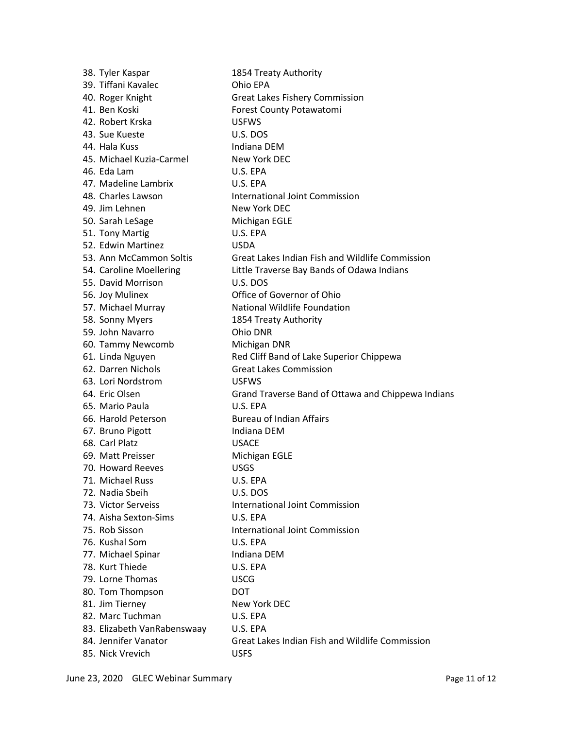38. Tyler Kaspar — 1854 Treaty Authority
39. Tiffani Kavalec — Ohio EPA
40. Roger Knight — Great Lakes Fishery Commission
41. Ben Koski — Forest County Potawatomi
42. Robert Krska — USFWS
43. Sue Kueste — U.S. DOS
44. Hala Kuss — Indiana DEM
45. Michael Kuzia-Carmel — New York DEC
46. Eda Lam — U.S. EPA
47. Madeline Lambrix — U.S. EPA
48. Charles Lawson — International Joint Commission
49. Jim Lehnen — New York DEC
50. Sarah LeSage — Michigan EGLE
51. Tony Martig — U.S. EPA
52. Edwin Martinez — USDA
53. Ann McCammon Soltis — Great Lakes Indian Fish and Wildlife Commission
54. Caroline Moellering — Little Traverse Bay Bands of Odawa Indians
55. David Morrison — U.S. DOS
56. Joy Mulinex — Office of Governor of Ohio
57. Michael Murray — National Wildlife Foundation
58. Sonny Myers — 1854 Treaty Authority
59. John Navarro — Ohio DNR
60. Tammy Newcomb — Michigan DNR
61. Linda Nguyen — Red Cliff Band of Lake Superior Chippewa
62. Darren Nichols — Great Lakes Commission
63. Lori Nordstrom — USFWS
64. Eric Olsen — Grand Traverse Band of Ottawa and Chippewa Indians
65. Mario Paula — U.S. EPA
66. Harold Peterson — Bureau of Indian Affairs
67. Bruno Pigott — Indiana DEM
68. Carl Platz — USACE
69. Matt Preisser — Michigan EGLE
70. Howard Reeves — USGS
71. Michael Russ — U.S. EPA
72. Nadia Sbeih — U.S. DOS
73. Victor Serveiss — International Joint Commission
74. Aisha Sexton-Sims — U.S. EPA
75. Rob Sisson — International Joint Commission
76. Kushal Som — U.S. EPA
77. Michael Spinar — Indiana DEM
78. Kurt Thiede — U.S. EPA
79. Lorne Thomas — USCG
80. Tom Thompson — DOT
81. Jim Tierney — New York DEC
82. Marc Tuchman — U.S. EPA
83. Elizabeth VanRabenswaay — U.S. EPA
84. Jennifer Vanator — Great Lakes Indian Fish and Wildlife Commission
85. Nick Vrevich — USFS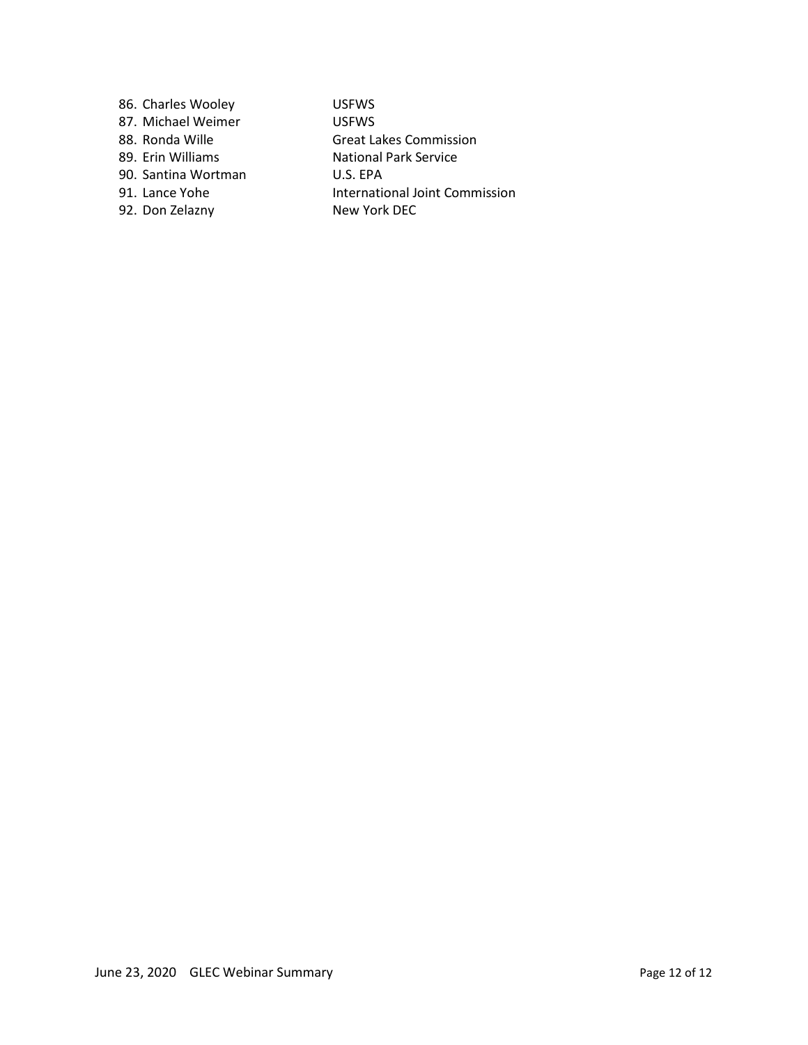86. Charles Wooley USFWS
87. Michael Weimer USFWS
88. Ronda Wille Great Lakes Commission
89. Erin Williams National Park Service
90. Santina Wortman U.S. EPA
91. Lance Yohe International Joint Commission
92. Don Zelazny New York DEC